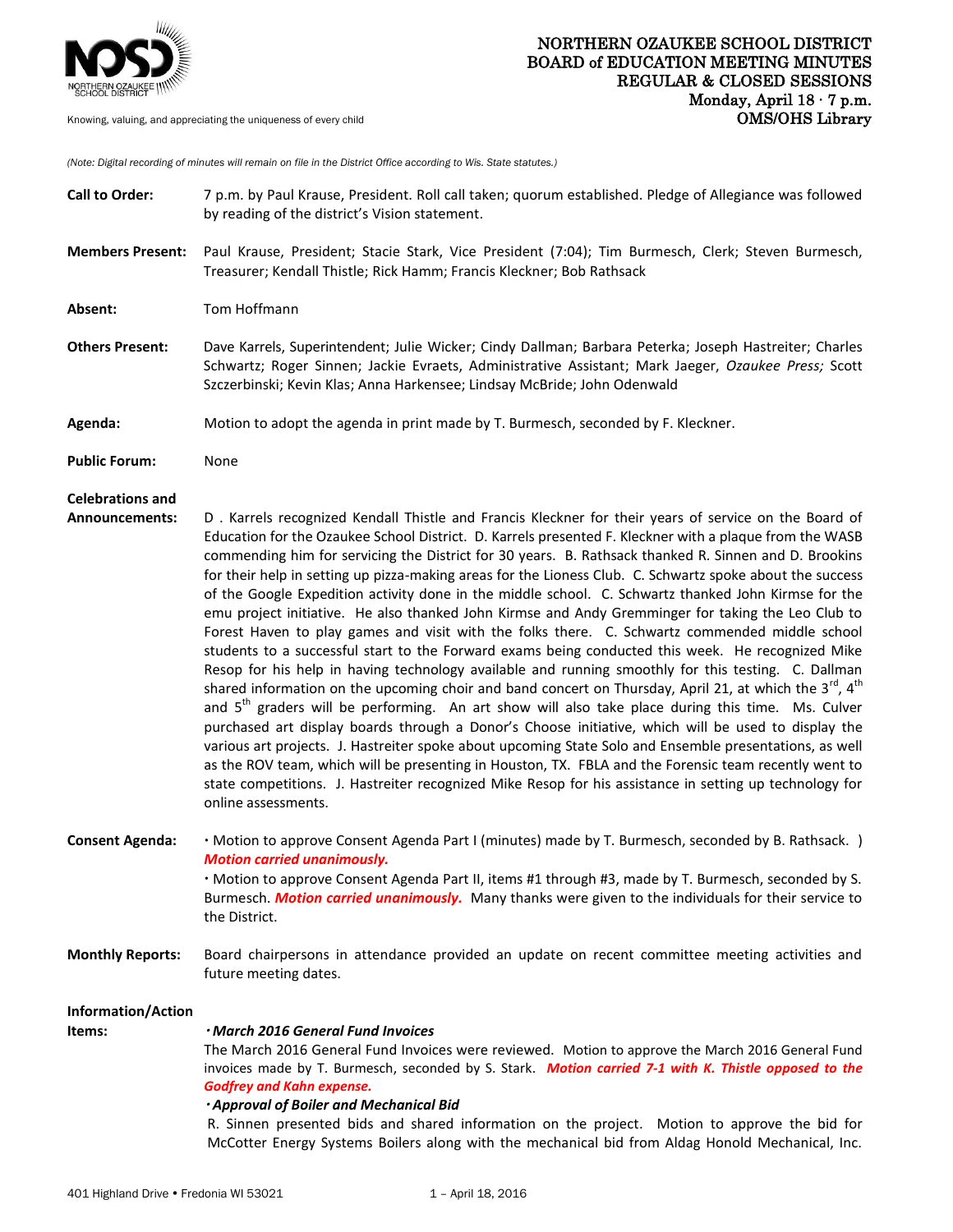# NORTHERN OZAUKEE SCHOOL DISTRICT
## BOARD of EDUCATION MEETING MINUTES
## REGULAR & CLOSED SESSIONS
**Monday, April 18 · 7 p.m.**
**OMS/OHS Library**

Knowing, valuing, and appreciating the uniqueness of every child

*(Note: Digital recording of minutes will remain on file in the District Office according to Wis. State statutes.)*

**Call to Order:** 7 p.m. by Paul Krause, President. Roll call taken; quorum established. Pledge of Allegiance was followed by reading of the district's Vision statement.

**Members Present:** Paul Krause, President; Stacie Stark, Vice President (7:04); Tim Burmesch, Clerk; Steven Burmesch, Treasurer; Kendall Thistle; Rick Hamm; Francis Kleckner; Bob Rathsack

**Absent:** Tom Hoffmann

**Others Present:** Dave Karrels, Superintendent; Julie Wicker; Cindy Dallman; Barbara Peterka; Joseph Hastreiter; Charles Schwartz; Roger Sinnen; Jackie Evraets, Administrative Assistant; Mark Jaeger, *Ozaukee Press;* Scott Szczerbinski; Kevin Klas; Anna Harkensee; Lindsay McBride; John Odenwald

**Agenda:** Motion to adopt the agenda in print made by T. Burmesch, seconded by F. Kleckner.

**Public Forum:** None

**Celebrations and Announcements:** D . Karrels recognized Kendall Thistle and Francis Kleckner for their years of service on the Board of Education for the Ozaukee School District. D. Karrels presented F. Kleckner with a plaque from the WASB commending him for servicing the District for 30 years. B. Rathsack thanked R. Sinnen and D. Brookins for their help in setting up pizza-making areas for the Lioness Club. C. Schwartz spoke about the success of the Google Expedition activity done in the middle school. C. Schwartz thanked John Kirmse for the emu project initiative. He also thanked John Kirmse and Andy Gremminger for taking the Leo Club to Forest Haven to play games and visit with the folks there. C. Schwartz commended middle school students to a successful start to the Forward exams being conducted this week. He recognized Mike Resop for his help in having technology available and running smoothly for this testing. C. Dallman shared information on the upcoming choir and band concert on Thursday, April 21, at which the 3rd, 4th and 5th graders will be performing. An art show will also take place during this time. Ms. Culver purchased art display boards through a Donor's Choose initiative, which will be used to display the various art projects. J. Hastreiter spoke about upcoming State Solo and Ensemble presentations, as well as the ROV team, which will be presenting in Houston, TX. FBLA and the Forensic team recently went to state competitions. J. Hastreiter recognized Mike Resop for his assistance in setting up technology for online assessments.

**Consent Agenda:**
- Motion to approve Consent Agenda Part I (minutes) made by T. Burmesch, seconded by B. Rathsack. ) ***Motion carried unanimously.***
- Motion to approve Consent Agenda Part II, items #1 through #3, made by T. Burmesch, seconded by S. Burmesch. ***Motion carried unanimously.*** Many thanks were given to the individuals for their service to the District.

**Monthly Reports:** Board chairpersons in attendance provided an update on recent committee meeting activities and future meeting dates.

**Information/Action Items:**

***· March 2016 General Fund Invoices***

The March 2016 General Fund Invoices were reviewed. Motion to approve the March 2016 General Fund invoices made by T. Burmesch, seconded by S. Stark. ***Motion carried 7-1 with K. Thistle opposed to the Godfrey and Kahn expense.***

***· Approval of Boiler and Mechanical Bid***

R. Sinnen presented bids and shared information on the project. Motion to approve the bid for McCotter Energy Systems Boilers along with the mechanical bid from Aldag Honold Mechanical, Inc.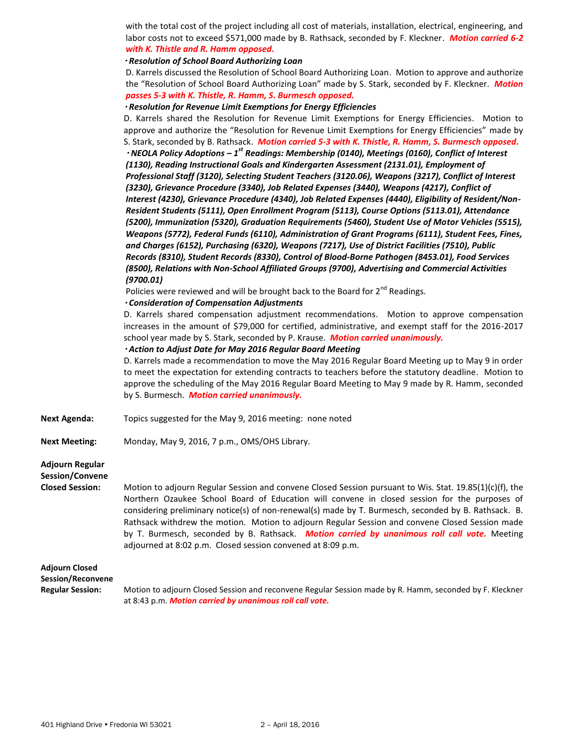with the total cost of the project including all cost of materials, installation, electrical, engineering, and labor costs not to exceed $571,000 made by B. Rathsack, seconded by F. Kleckner. ***Motion carried 6-2 with K. Thistle and R. Hamm opposed.***

***・Resolution of School Board Authorizing Loan***

D. Karrels discussed the Resolution of School Board Authorizing Loan. Motion to approve and authorize the "Resolution of School Board Authorizing Loan" made by S. Stark, seconded by F. Kleckner. ***Motion passes 5-3 with K. Thistle, R. Hamm, S. Burmesch opposed.***

***・Resolution for Revenue Limit Exemptions for Energy Efficiencies***

D. Karrels shared the Resolution for Revenue Limit Exemptions for Energy Efficiencies. Motion to approve and authorize the "Resolution for Revenue Limit Exemptions for Energy Efficiencies" made by S. Stark, seconded by B. Rathsack. ***Motion carried 5-3 with K. Thistle, R. Hamm, S. Burmesch opposed.***

***・NEOLA Policy Adoptions – 1st Readings: Membership (0140), Meetings (0160), Conflict of Interest (1130), Reading Instructional Goals and Kindergarten Assessment (2131.01), Employment of Professional Staff (3120), Selecting Student Teachers (3120.06), Weapons (3217), Conflict of Interest (3230), Grievance Procedure (3340), Job Related Expenses (3440), Weapons (4217), Conflict of Interest (4230), Grievance Procedure (4340), Job Related Expenses (4440), Eligibility of Resident/Non-Resident Students (5111), Open Enrollment Program (5113), Course Options (5113.01), Attendance (5200), Immunization (5320), Graduation Requirements (5460), Student Use of Motor Vehicles (5515), Weapons (5772), Federal Funds (6110), Administration of Grant Programs (6111), Student Fees, Fines, and Charges (6152), Purchasing (6320), Weapons (7217), Use of District Facilities (7510), Public Records (8310), Student Records (8330), Control of Blood-Borne Pathogen (8453.01), Food Services (8500), Relations with Non-School Affiliated Groups (9700), Advertising and Commercial Activities (9700.01)***

Policies were reviewed and will be brought back to the Board for 2nd Readings.

***・Consideration of Compensation Adjustments***

D. Karrels shared compensation adjustment recommendations. Motion to approve compensation increases in the amount of $79,000 for certified, administrative, and exempt staff for the 2016-2017 school year made by S. Stark, seconded by P. Krause. ***Motion carried unanimously.***

***・Action to Adjust Date for May 2016 Regular Board Meeting***

D. Karrels made a recommendation to move the May 2016 Regular Board Meeting up to May 9 in order to meet the expectation for extending contracts to teachers before the statutory deadline. Motion to approve the scheduling of the May 2016 Regular Board Meeting to May 9 made by R. Hamm, seconded by S. Burmesch. ***Motion carried unanimously.***

**Next Agenda:** Topics suggested for the May 9, 2016 meeting: none noted

**Next Meeting:** Monday, May 9, 2016, 7 p.m., OMS/OHS Library.

**Adjourn Regular Session/Convene Closed Session:** Motion to adjourn Regular Session and convene Closed Session pursuant to Wis. Stat. 19.85(1)(c)(f), the Northern Ozaukee School Board of Education will convene in closed session for the purposes of considering preliminary notice(s) of non-renewal(s) made by T. Burmesch, seconded by B. Rathsack. B. Rathsack withdrew the motion. Motion to adjourn Regular Session and convene Closed Session made by T. Burmesch, seconded by B. Rathsack. ***Motion carried by unanimous roll call vote.*** Meeting adjourned at 8:02 p.m. Closed session convened at 8:09 p.m.

**Adjourn Closed Session/Reconvene Regular Session:** Motion to adjourn Closed Session and reconvene Regular Session made by R. Hamm, seconded by F. Kleckner at 8:43 p.m. ***Motion carried by unanimous roll call vote.***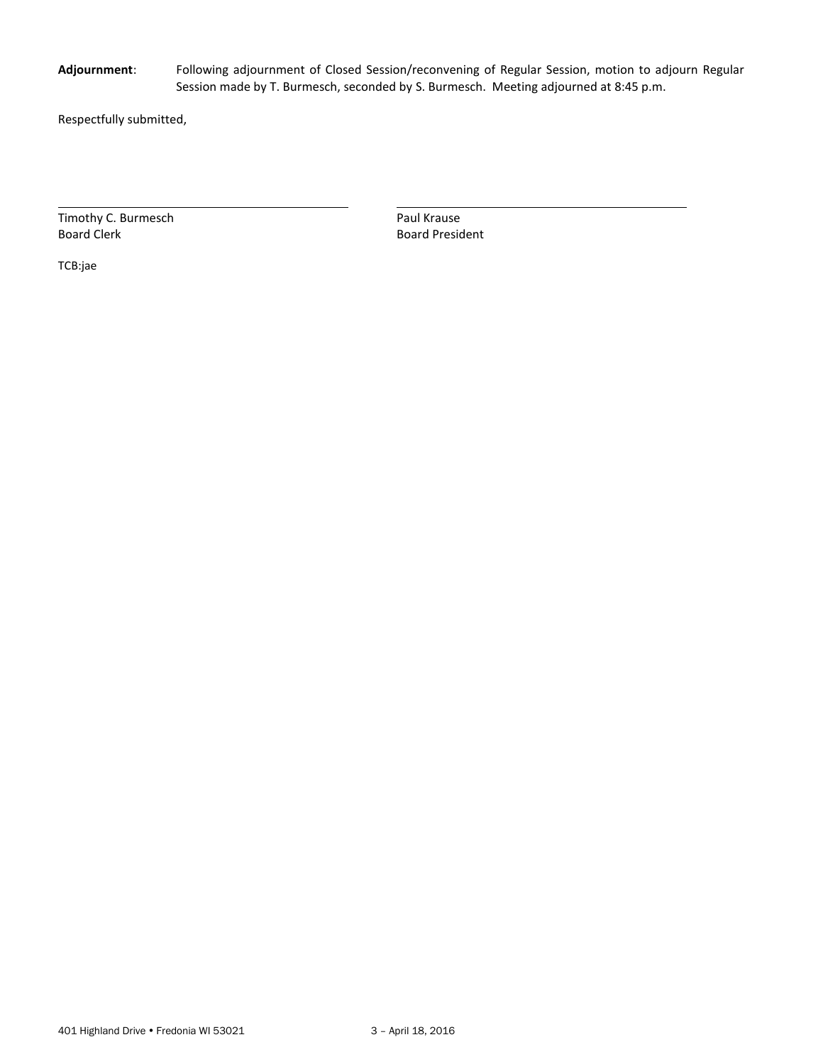**Adjournment**: Following adjournment of Closed Session/reconvening of Regular Session, motion to adjourn Regular Session made by T. Burmesch, seconded by S. Burmesch. Meeting adjourned at 8:45 p.m.

Respectfully submitted,

| | |
|---|---|
| Timothy C. Burmesch | Paul Krause |
| Board Clerk | Board President |

TCB:jae